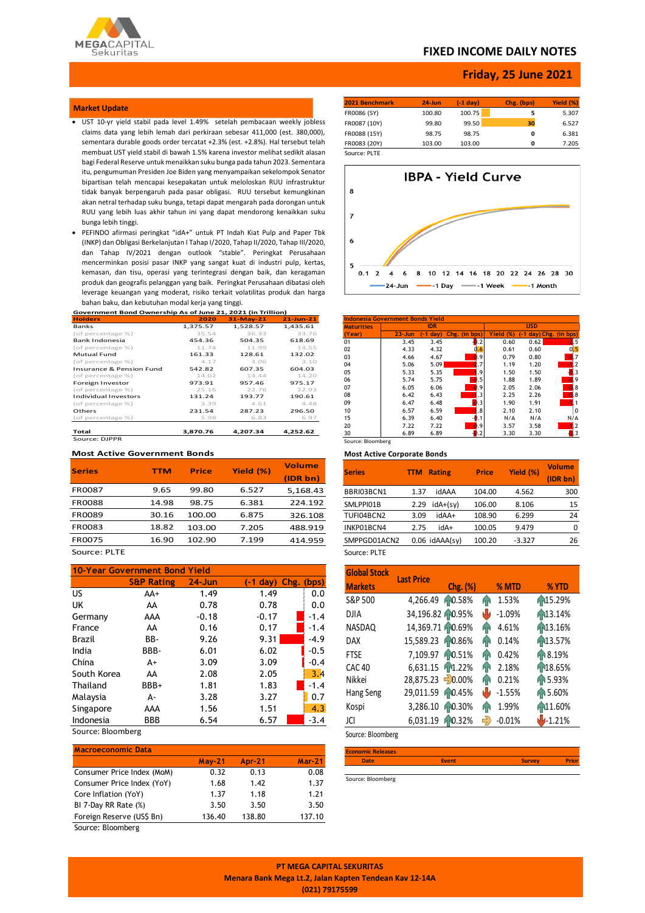# FIXED INCOME DAILY NOTES

## Friday, 25 June 2021

### Market Update

- UST 10-yr yield stabil pada level 1.49% setelah pembacaan weekly jobless claims data yang lebih lemah dari perkiraan sebesar 411,000 (est. 380,000), sementara durable goods order tercatat +2.3% (est. +2.8%). Hal tersebut telah membuat UST yield stabil di bawah 1.5% karena investor melihat sedikit alasan bagi Federal Reserve untuk menaikkan suku bunga pada tahun 2023. Sementara itu, pengumuman Presiden Joe Biden yang menyampaikan sekelompok Senator bipartisan telah mencapai kesepakatan untuk meloloskan RUU infrastruktur tidak banyak berpengaruh pada pasar obligasi. RUU tersebut kemungkinan akan netral terhadap suku bunga, tetapi dapat mengarah pada dorongan untuk RUU yang lebih luas akhir tahun ini yang dapat mendorong kenaikkan suku bunga lebih tinggi.
- PEFINDO afirmasi peringkat "idA+" untuk PT Indah Kiat Pulp and Paper Tbk (INKP) dan Obligasi Berkelanjutan I Tahap I/2020, Tahap II/2020, Tahap III/2020, dan Tahap IV/2021 dengan outlook "stable". Peringkat Perusahaan mencerminkan posisi pasar INKP yang sangat kuat di industri pulp, kertas, kemasan, dan tisu, operasi yang terintegrasi dengan baik, dan keragaman produk dan geografis pelanggan yang baik. Peringkat Perusahaan dibatasi oleh leverage keuangan yang moderat, risiko terkait volatilitas produk dan harga bahan baku, dan kebutuhan modal kerja yang tinggi.

**Government Bond Ownership As of June 21, 2021 (in Trillion)**

| Holders | 2020 | 31-May-21 | 21-Jun-21 |
|---|---|---|---|
| Banks | 1,375.57 | 1,528.57 | 1,435.61 |
| (of percentage %) | 35.54 | 36.33 | 33.76 |
| Bank Indonesia | 454.36 | 504.35 | 618.69 |
| (of percentage %) | 11.74 | 11.99 | 14.55 |
| Mutual Fund | 161.33 | 128.61 | 132.02 |
| (of percentage %) | 4.17 | 3.06 | 3.10 |
| Insurance & Pension Fund | 542.82 | 607.35 | 604.03 |
| (of percentage %) | 14.02 | 14.44 | 14.20 |
| Foreign Investor | 973.91 | 957.46 | 975.17 |
| (of percentage %) | 25.16 | 22.76 | 22.93 |
| Individual Investors | 131.24 | 193.77 | 190.61 |
| (of percentage %) | 3.39 | 4.61 | 4.48 |
| Others | 231.54 | 287.23 | 296.50 |
| (of percentage %) | 5.98 | 6.83 | 6.97 |
| **Total** | **3,870.76** | **4,207.34** | **4,252.62** |

Source: DJPPR

### Most Active Government Bonds

| Series | TTM | Price | Yield (%) | Volume (IDR bn) |
|---|---|---|---|---|
| FR0087 | 9.65 | 99.80 | 6.527 | 5,168.43 |
| FR0088 | 14.98 | 98.75 | 6.381 | 224.192 |
| FR0089 | 30.16 | 100.00 | 6.875 | 326.108 |
| FR0083 | 18.82 | 103.00 | 7.205 | 488.919 |
| FR0075 | 16.90 | 102.90 | 7.199 | 414.959 |

Source: PLTE

### 10-Year Government Bond Yield

| | S&P Rating | 24-Jun | (-1 day) | Chg. (bps) |
|---|---|---|---|---|
| US | AA+ | 1.49 | 1.49 | 0.0 |
| UK | AA | 0.78 | 0.78 | 0.0 |
| Germany | AAA | -0.18 | -0.17 | -1.4 |
| France | AA | 0.16 | 0.17 | -1.4 |
| Brazil | BB- | 9.26 | 9.31 | -4.9 |
| India | BBB- | 6.01 | 6.02 | -0.5 |
| China | A+ | 3.09 | 3.09 | -0.4 |
| South Korea | AA | 2.08 | 2.05 | 3.4 |
| Thailand | BBB+ | 1.81 | 1.83 | -1.4 |
| Malaysia | A- | 3.28 | 3.27 | 0.7 |
| Singapore | AAA | 1.56 | 1.51 | 4.3 |
| Indonesia | BBB | 6.54 | 6.57 | -3.4 |

Source: Bloomberg

### Macroeconomic Data

| | May-21 | Apr-21 | Mar-21 |
|---|---|---|---|
| Consumer Price Index (MoM) | 0.32 | 0.13 | 0.08 |
| Consumer Price Index (YoY) | 1.68 | 1.42 | 1.37 |
| Core Inflation (YoY) | 1.37 | 1.18 | 1.21 |
| BI 7-Day RR Rate (%) | 3.50 | 3.50 | 3.50 |
| Foreign Reserve (US$ Bn) | 136.40 | 138.80 | 137.10 |

Source: Bloomberg

| 2021 Benchmark | 24-Jun | (-1 day) | Chg. (bps) | Yield (%) |
|---|---|---|---|---|
| FR0086 (5Y) | 100.80 | 100.75 | 5 | 5.307 |
| FR0087 (10Y) | 99.80 | 99.50 | 30 | 6.527 |
| FR0088 (15Y) | 98.75 | 98.75 | 0 | 6.381 |
| FR0083 (20Y) | 103.00 | 103.00 | 0 | 7.205 |

Source: PLTE

**IBPA - Yield Curve**

(Chart: 24-Jun, -1 Day, -1 Week, -1 Month)

### Indonesia Government Bonds Yield

| Maturities (Year) | IDR 23-Jun | IDR (-1 day) | IDR Chg. (in bps) | USD Yield (%) | USD (-1 day) | USD Chg. (in bps) |
|---|---|---|---|---|---|---|
| 01 | 3.45 | 3.45 | -0.2 | 0.60 | 0.62 | -2.5 |
| 02 | 4.33 | 4.32 | 0.6 | 0.61 | 0.60 | 0.5 |
| 03 | 4.66 | 4.67 | -0.9 | 0.79 | 0.80 | -0.7 |
| 04 | 5.06 | 5.09 | -2.7 | 1.19 | 1.20 | -1.2 |
| 05 | 5.33 | 5.35 | -1.9 | 1.50 | 1.50 | -0.3 |
| 06 | 5.74 | 5.75 | -0.5 | 1.88 | 1.89 | -0.9 |
| 07 | 6.05 | 6.06 | -0.9 | 2.05 | 2.06 | -0.8 |
| 08 | 6.42 | 6.43 | -1.3 | 2.25 | 2.26 | -0.8 |
| 09 | 6.47 | 6.48 | -0.3 | 1.90 | 1.91 | -1.1 |
| 10 | 6.57 | 6.59 | -1.8 | 2.10 | 2.10 | 0 |
| 15 | 6.39 | 6.40 | -0.1 | N/A | N/A | N/A |
| 20 | 7.22 | 7.22 | -0.9 | 3.57 | 3.58 | -1.2 |
| 30 | 6.89 | 6.89 | -0.2 | 3.30 | 3.30 | -0.3 |

Source: Bloomberg

### Most Active Corporate Bonds

| Series | TTM | Rating | Price | Yield (%) | Volume (IDR bn) |
|---|---|---|---|---|---|
| BBRI03BCN1 | 1.37 | idAAA | 104.00 | 4.562 | 300 |
| SMLPPI01B | 2.29 | idA+(sy) | 106.00 | 8.106 | 15 |
| TUFI04BCN2 | 3.09 | idAA+ | 108.90 | 6.299 | 24 |
| INKP01BCN4 | 2.75 | idA+ | 100.05 | 9.479 | 0 |
| SMPPGD01ACN2 | 0.06 | idAAA(sy) | 100.20 | -3.327 | 26 |

Source: PLTE

| Global Stock Markets | Last Price | Chg. (%) | % MTD | % YTD |
|---|---|---|---|---|
| S&P 500 | 4,266.49 | 0.58% | 1.53% | 15.29% |
| DJIA | 34,196.82 | 0.95% | -1.09% | 13.14% |
| NASDAQ | 14,369.71 | 0.69% | 4.61% | 13.16% |
| DAX | 15,589.23 | 0.86% | 0.14% | 13.57% |
| FTSE | 7,109.97 | 0.51% | 0.42% | 8.19% |
| CAC 40 | 6,631.15 | 1.22% | 2.18% | 18.65% |
| Nikkei | 28,875.23 | 0.00% | 0.21% | 5.93% |
| Hang Seng | 29,011.59 | 0.45% | -1.55% | 5.60% |
| Kospi | 3,286.10 | 0.30% | 1.99% | 11.60% |
| JCI | 6,031.19 | 0.32% | -0.01% | -1.21% |

Source: Bloomberg

**Economic Releases**

| Date | Event | Survey | Prior |
|---|---|---|---|

Source: Bloomberg

**PT MEGA CAPITAL SEKURITAS**
**Menara Bank Mega Lt.2, Jalan Kapten Tendean Kav 12-14A**
**(021) 79175599**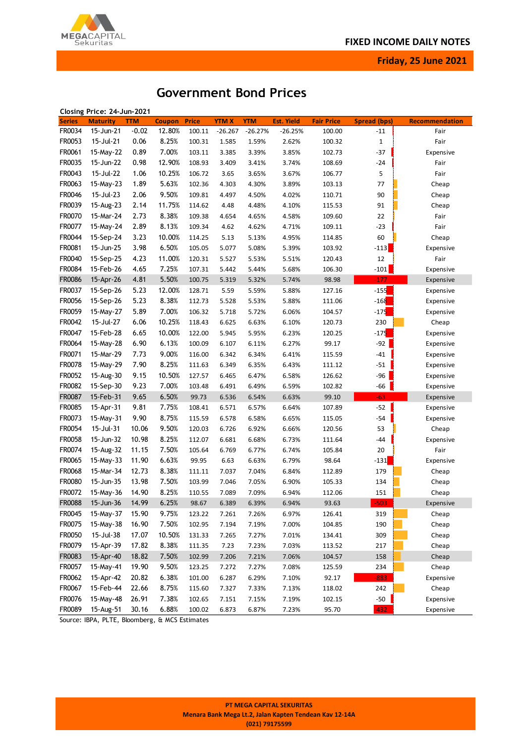# Government Bond Prices

Closing Price: 24-Jun-2021

| Series | Maturity | TTM | Coupon | Price | YTM X | YTM | Est. Yield | Fair Price | Spread (bps) | Recommendation |
|---|---|---|---|---|---|---|---|---|---|---|
| FR0034 | 15-Jun-21 | -0.02 | 12.80% | 100.11 | -26.267 | -26.27% | -26.25% | 100.00 | -11 | Fair |
| FR0053 | 15-Jul-21 | 0.06 | 8.25% | 100.31 | 1.585 | 1.59% | 2.62% | 100.32 | 1 | Fair |
| FR0061 | 15-May-22 | 0.89 | 7.00% | 103.11 | 3.385 | 3.39% | 3.85% | 102.73 | -37 | Expensive |
| FR0035 | 15-Jun-22 | 0.98 | 12.90% | 108.93 | 3.409 | 3.41% | 3.74% | 108.69 | -24 | Fair |
| FR0043 | 15-Jul-22 | 1.06 | 10.25% | 106.72 | 3.65 | 3.65% | 3.67% | 106.77 | 5 | Fair |
| FR0063 | 15-May-23 | 1.89 | 5.63% | 102.36 | 4.303 | 4.30% | 3.89% | 103.13 | 77 | Cheap |
| FR0046 | 15-Jul-23 | 2.06 | 9.50% | 109.81 | 4.497 | 4.50% | 4.02% | 110.71 | 90 | Cheap |
| FR0039 | 15-Aug-23 | 2.14 | 11.75% | 114.62 | 4.48 | 4.48% | 4.10% | 115.53 | 91 | Cheap |
| FR0070 | 15-Mar-24 | 2.73 | 8.38% | 109.38 | 4.654 | 4.65% | 4.58% | 109.60 | 22 | Fair |
| FR0077 | 15-May-24 | 2.89 | 8.13% | 109.34 | 4.62 | 4.62% | 4.71% | 109.11 | -23 | Fair |
| FR0044 | 15-Sep-24 | 3.23 | 10.00% | 114.25 | 5.13 | 5.13% | 4.95% | 114.85 | 60 | Cheap |
| FR0081 | 15-Jun-25 | 3.98 | 6.50% | 105.05 | 5.077 | 5.08% | 5.39% | 103.92 | -113 | Expensive |
| FR0040 | 15-Sep-25 | 4.23 | 11.00% | 120.31 | 5.527 | 5.53% | 5.51% | 120.43 | 12 | Fair |
| FR0084 | 15-Feb-26 | 4.65 | 7.25% | 107.31 | 5.442 | 5.44% | 5.68% | 106.30 | -101 | Expensive |
| FR0086 | 15-Apr-26 | 4.81 | 5.50% | 100.75 | 5.319 | 5.32% | 5.74% | 98.98 | -177 | Expensive |
| FR0037 | 15-Sep-26 | 5.23 | 12.00% | 128.71 | 5.59 | 5.59% | 5.88% | 127.16 | -155 | Expensive |
| FR0056 | 15-Sep-26 | 5.23 | 8.38% | 112.73 | 5.528 | 5.53% | 5.88% | 111.06 | -168 | Expensive |
| FR0059 | 15-May-27 | 5.89 | 7.00% | 106.32 | 5.718 | 5.72% | 6.06% | 104.57 | -175 | Expensive |
| FR0042 | 15-Jul-27 | 6.06 | 10.25% | 118.43 | 6.625 | 6.63% | 6.10% | 120.73 | 230 | Cheap |
| FR0047 | 15-Feb-28 | 6.65 | 10.00% | 122.00 | 5.945 | 5.95% | 6.23% | 120.25 | -175 | Expensive |
| FR0064 | 15-May-28 | 6.90 | 6.13% | 100.09 | 6.107 | 6.11% | 6.27% | 99.17 | -92 | Expensive |
| FR0071 | 15-Mar-29 | 7.73 | 9.00% | 116.00 | 6.342 | 6.34% | 6.41% | 115.59 | -41 | Expensive |
| FR0078 | 15-May-29 | 7.90 | 8.25% | 111.63 | 6.349 | 6.35% | 6.43% | 111.12 | -51 | Expensive |
| FR0052 | 15-Aug-30 | 9.15 | 10.50% | 127.57 | 6.465 | 6.47% | 6.58% | 126.62 | -96 | Expensive |
| FR0082 | 15-Sep-30 | 9.23 | 7.00% | 103.48 | 6.491 | 6.49% | 6.59% | 102.82 | -66 | Expensive |
| FR0087 | 15-Feb-31 | 9.65 | 6.50% | 99.73 | 6.536 | 6.54% | 6.63% | 99.10 | -63 | Expensive |
| FR0085 | 15-Apr-31 | 9.81 | 7.75% | 108.41 | 6.571 | 6.57% | 6.64% | 107.89 | -52 | Expensive |
| FR0073 | 15-May-31 | 9.90 | 8.75% | 115.59 | 6.578 | 6.58% | 6.65% | 115.05 | -54 | Expensive |
| FR0054 | 15-Jul-31 | 10.06 | 9.50% | 120.03 | 6.726 | 6.92% | 6.66% | 120.56 | 53 | Cheap |
| FR0058 | 15-Jun-32 | 10.98 | 8.25% | 112.07 | 6.681 | 6.68% | 6.73% | 111.64 | -44 | Expensive |
| FR0074 | 15-Aug-32 | 11.15 | 7.50% | 105.64 | 6.769 | 6.77% | 6.74% | 105.84 | 20 | Fair |
| FR0065 | 15-May-33 | 11.90 | 6.63% | 99.95 | 6.63 | 6.63% | 6.79% | 98.64 | -131 | Expensive |
| FR0068 | 15-Mar-34 | 12.73 | 8.38% | 111.11 | 7.037 | 7.04% | 6.84% | 112.89 | 179 | Cheap |
| FR0080 | 15-Jun-35 | 13.98 | 7.50% | 103.99 | 7.046 | 7.05% | 6.90% | 105.33 | 134 | Cheap |
| FR0072 | 15-May-36 | 14.90 | 8.25% | 110.55 | 7.089 | 7.09% | 6.94% | 112.06 | 151 | Cheap |
| FR0088 | 15-Jun-36 | 14.99 | 6.25% | 98.67 | 6.389 | 6.39% | 6.94% | 93.63 | -503 | Expensive |
| FR0045 | 15-May-37 | 15.90 | 9.75% | 123.22 | 7.261 | 7.26% | 6.97% | 126.41 | 319 | Cheap |
| FR0075 | 15-May-38 | 16.90 | 7.50% | 102.95 | 7.194 | 7.19% | 7.00% | 104.85 | 190 | Cheap |
| FR0050 | 15-Jul-38 | 17.07 | 10.50% | 131.33 | 7.265 | 7.27% | 7.01% | 134.41 | 309 | Cheap |
| FR0079 | 15-Apr-39 | 17.82 | 8.38% | 111.35 | 7.23 | 7.23% | 7.03% | 113.52 | 217 | Cheap |
| FR0083 | 15-Apr-40 | 18.82 | 7.50% | 102.99 | 7.206 | 7.21% | 7.06% | 104.57 | 158 | Cheap |
| FR0057 | 15-May-41 | 19.90 | 9.50% | 123.25 | 7.272 | 7.27% | 7.08% | 125.59 | 234 | Cheap |
| FR0062 | 15-Apr-42 | 20.82 | 6.38% | 101.00 | 6.287 | 6.29% | 7.10% | 92.17 | -883 | Expensive |
| FR0067 | 15-Feb-44 | 22.66 | 8.75% | 115.60 | 7.327 | 7.33% | 7.13% | 118.02 | 242 | Cheap |
| FR0076 | 15-May-48 | 26.91 | 7.38% | 102.65 | 7.151 | 7.15% | 7.19% | 102.15 | -50 | Expensive |
| FR0089 | 15-Aug-51 | 30.16 | 6.88% | 100.02 | 6.873 | 6.87% | 7.23% | 95.70 | -432 | Expensive |

Source: IBPA, PLTE, Bloomberg, & MCS Estimates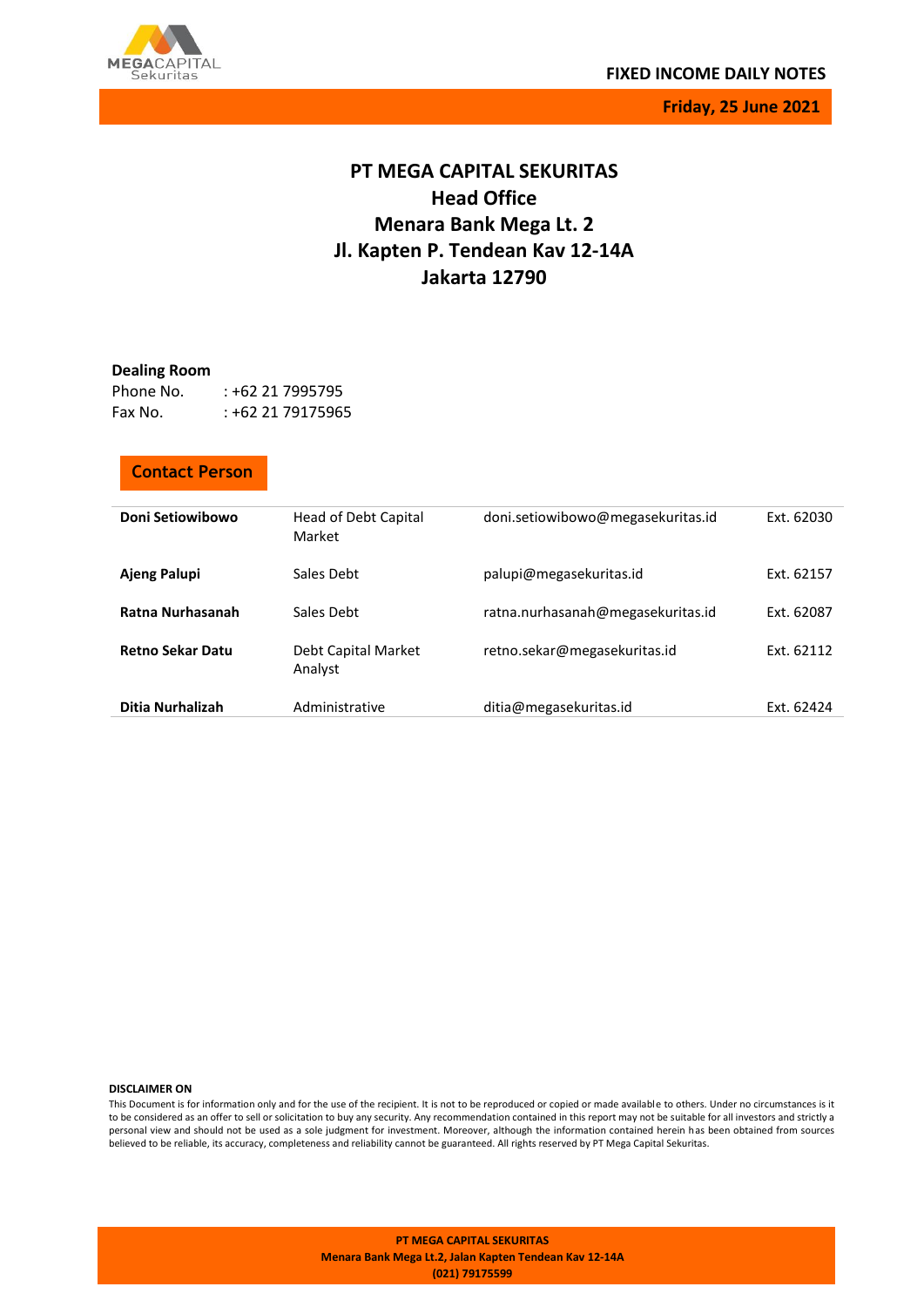# PT MEGA CAPITAL SEKURITAS
## Head Office
## Menara Bank Mega Lt. 2
## Jl. Kapten P. Tendean Kav 12-14A
## Jakarta 12790

**Dealing Room**

Phone No. : +62 21 7995795

Fax No. : +62 21 79175965

## Contact Person

| | | | |
|---|---|---|---|
| **Doni Setiowibowo** | Head of Debt Capital Market | doni.setiowibowo@megasekuritas.id | Ext. 62030 |
| **Ajeng Palupi** | Sales Debt | palupi@megasekuritas.id | Ext. 62157 |
| **Ratna Nurhasanah** | Sales Debt | ratna.nurhasanah@megasekuritas.id | Ext. 62087 |
| **Retno Sekar Datu** | Debt Capital Market Analyst | retno.sekar@megasekuritas.id | Ext. 62112 |
| **Ditia Nurhalizah** | Administrative | ditia@megasekuritas.id | Ext. 62424 |

**DISCLAIMER ON**

This Document is for information only and for the use of the recipient. It is not to be reproduced or copied or made available to others. Under no circumstances is it to be considered as an offer to sell or solicitation to buy any security. Any recommendation contained in this report may not be suitable for all investors and strictly a personal view and should not be used as a sole judgment for investment. Moreover, although the information contained herein has been obtained from sources believed to be reliable, its accuracy, completeness and reliability cannot be guaranteed. All rights reserved by PT Mega Capital Sekuritas.